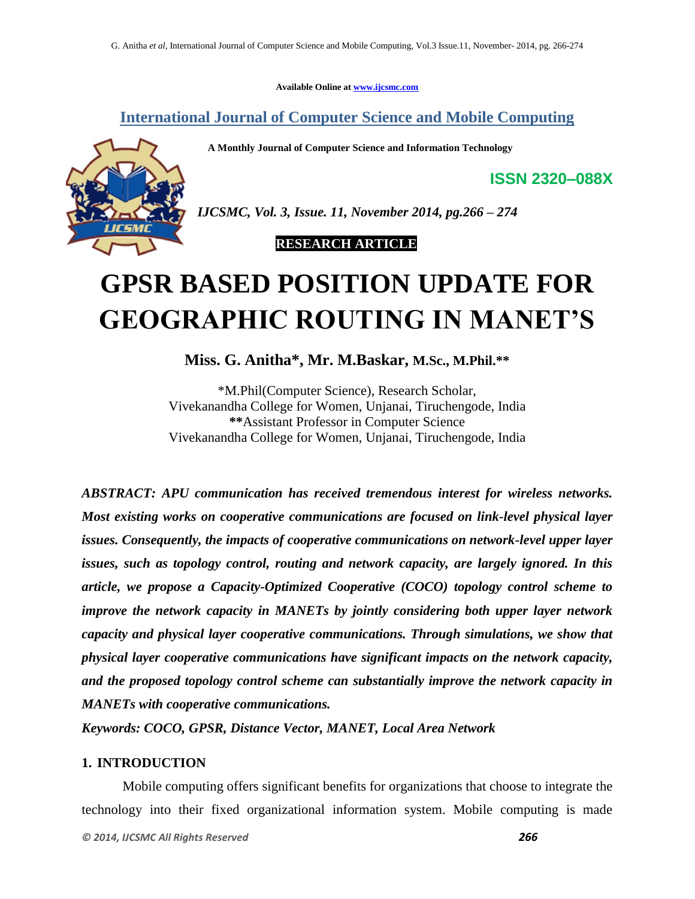Available Online at www.ijcsmc.com

## International Journal of Computer Science and Mobile Computing

**A Monthly Journal of Computer Science and Information Technology**

**ISSN 2320–088X**

*IJCSMC, Vol. 3, Issue. 11, November 2014, pg.266 – 274*

**RESEARCH ARTICLE**

# GPSR BASED POSITION UPDATE FOR GEOGRAPHIC ROUTING IN MANET'S

**Miss. G. Anitha*, Mr. M.Baskar, M.Sc., M.Phil.****

*M.Phil(Computer Science), Research Scholar,
Vivekanandha College for Women, Unjanai, Tiruchengode, India
**Assistant Professor in Computer Science
Vivekanandha College for Women, Unjanai, Tiruchengode, India

***ABSTRACT: APU communication has received tremendous interest for wireless networks. Most existing works on cooperative communications are focused on link-level physical layer issues. Consequently, the impacts of cooperative communications on network-level upper layer issues, such as topology control, routing and network capacity, are largely ignored. In this article, we propose a Capacity-Optimized Cooperative (COCO) topology control scheme to improve the network capacity in MANETs by jointly considering both upper layer network capacity and physical layer cooperative communications. Through simulations, we show that physical layer cooperative communications have significant impacts on the network capacity, and the proposed topology control scheme can substantially improve the network capacity in MANETs with cooperative communications.***

***Keywords: COCO, GPSR, Distance Vector, MANET, Local Area Network***

## 1. INTRODUCTION

Mobile computing offers significant benefits for organizations that choose to integrate the technology into their fixed organizational information system. Mobile computing is made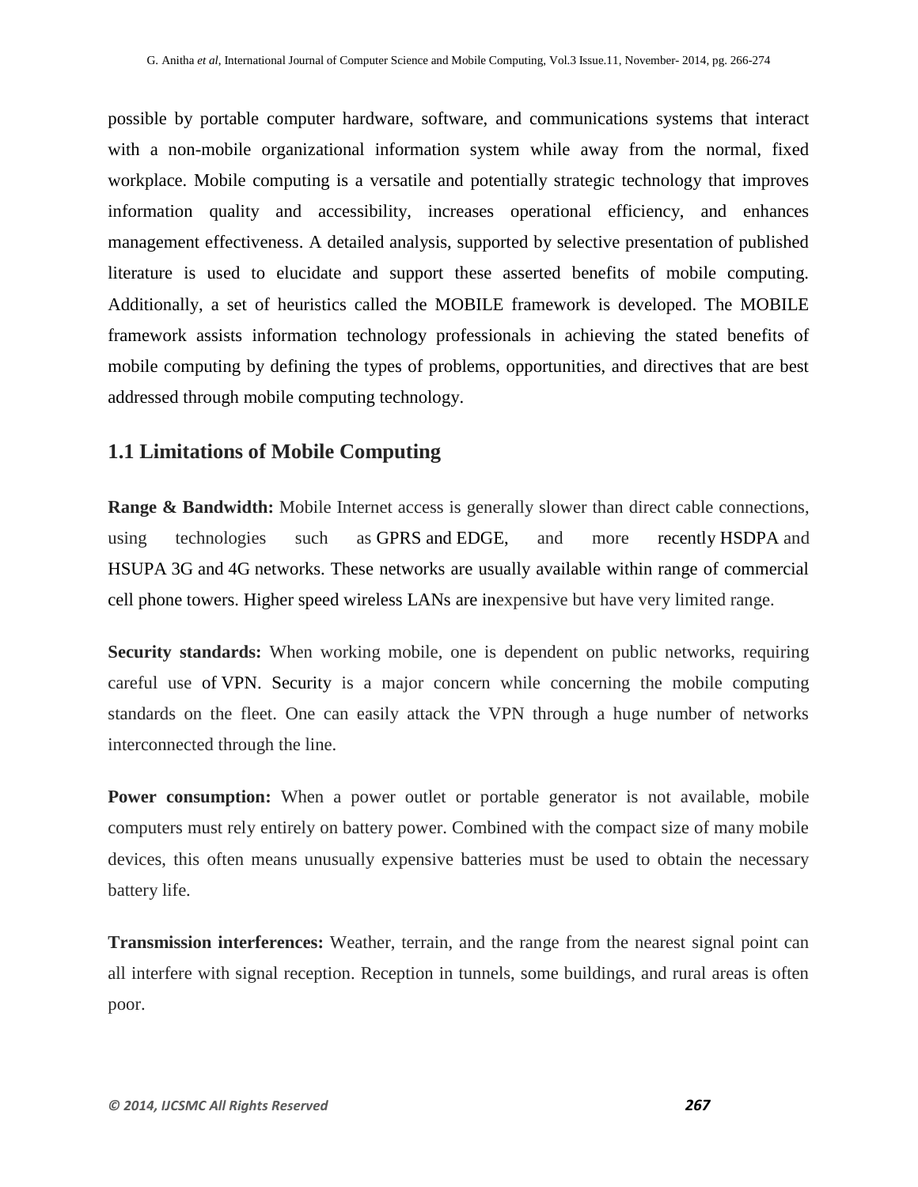possible by portable computer hardware, software, and communications systems that interact with a non-mobile organizational information system while away from the normal, fixed workplace. Mobile computing is a versatile and potentially strategic technology that improves information quality and accessibility, increases operational efficiency, and enhances management effectiveness. A detailed analysis, supported by selective presentation of published literature is used to elucidate and support these asserted benefits of mobile computing. Additionally, a set of heuristics called the MOBILE framework is developed. The MOBILE framework assists information technology professionals in achieving the stated benefits of mobile computing by defining the types of problems, opportunities, and directives that are best addressed through mobile computing technology.

## 1.1 Limitations of Mobile Computing

**Range & Bandwidth:** Mobile Internet access is generally slower than direct cable connections, using technologies such as GPRS and EDGE, and more recently HSDPA and HSUPA 3G and 4G networks. These networks are usually available within range of commercial cell phone towers. Higher speed wireless LANs are inexpensive but have very limited range.

**Security standards:** When working mobile, one is dependent on public networks, requiring careful use of VPN. Security is a major concern while concerning the mobile computing standards on the fleet. One can easily attack the VPN through a huge number of networks interconnected through the line.

**Power consumption:** When a power outlet or portable generator is not available, mobile computers must rely entirely on battery power. Combined with the compact size of many mobile devices, this often means unusually expensive batteries must be used to obtain the necessary battery life.

**Transmission interferences:** Weather, terrain, and the range from the nearest signal point can all interfere with signal reception. Reception in tunnels, some buildings, and rural areas is often poor.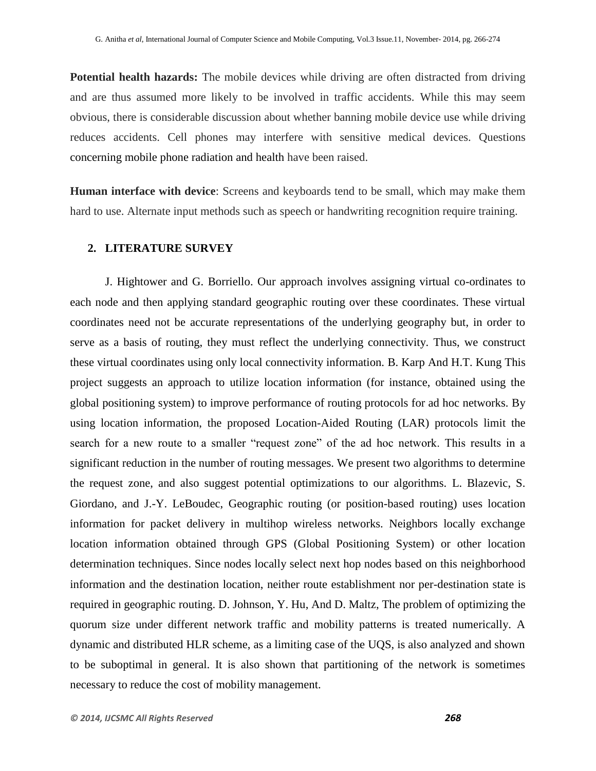**Potential health hazards:** The mobile devices while driving are often distracted from driving and are thus assumed more likely to be involved in traffic accidents. While this may seem obvious, there is considerable discussion about whether banning mobile device use while driving reduces accidents. Cell phones may interfere with sensitive medical devices. Questions concerning mobile phone radiation and health have been raised.

**Human interface with device**: Screens and keyboards tend to be small, which may make them hard to use. Alternate input methods such as speech or handwriting recognition require training.

## 2. LITERATURE SURVEY

J. Hightower and G. Borriello. Our approach involves assigning virtual co-ordinates to each node and then applying standard geographic routing over these coordinates. These virtual coordinates need not be accurate representations of the underlying geography but, in order to serve as a basis of routing, they must reflect the underlying connectivity. Thus, we construct these virtual coordinates using only local connectivity information. B. Karp And H.T. Kung This project suggests an approach to utilize location information (for instance, obtained using the global positioning system) to improve performance of routing protocols for ad hoc networks. By using location information, the proposed Location-Aided Routing (LAR) protocols limit the search for a new route to a smaller "request zone" of the ad hoc network. This results in a significant reduction in the number of routing messages. We present two algorithms to determine the request zone, and also suggest potential optimizations to our algorithms. L. Blazevic, S. Giordano, and J.-Y. LeBoudec, Geographic routing (or position-based routing) uses location information for packet delivery in multihop wireless networks. Neighbors locally exchange location information obtained through GPS (Global Positioning System) or other location determination techniques. Since nodes locally select next hop nodes based on this neighborhood information and the destination location, neither route establishment nor per-destination state is required in geographic routing. D. Johnson, Y. Hu, And D. Maltz, The problem of optimizing the quorum size under different network traffic and mobility patterns is treated numerically. A dynamic and distributed HLR scheme, as a limiting case of the UQS, is also analyzed and shown to be suboptimal in general. It is also shown that partitioning of the network is sometimes necessary to reduce the cost of mobility management.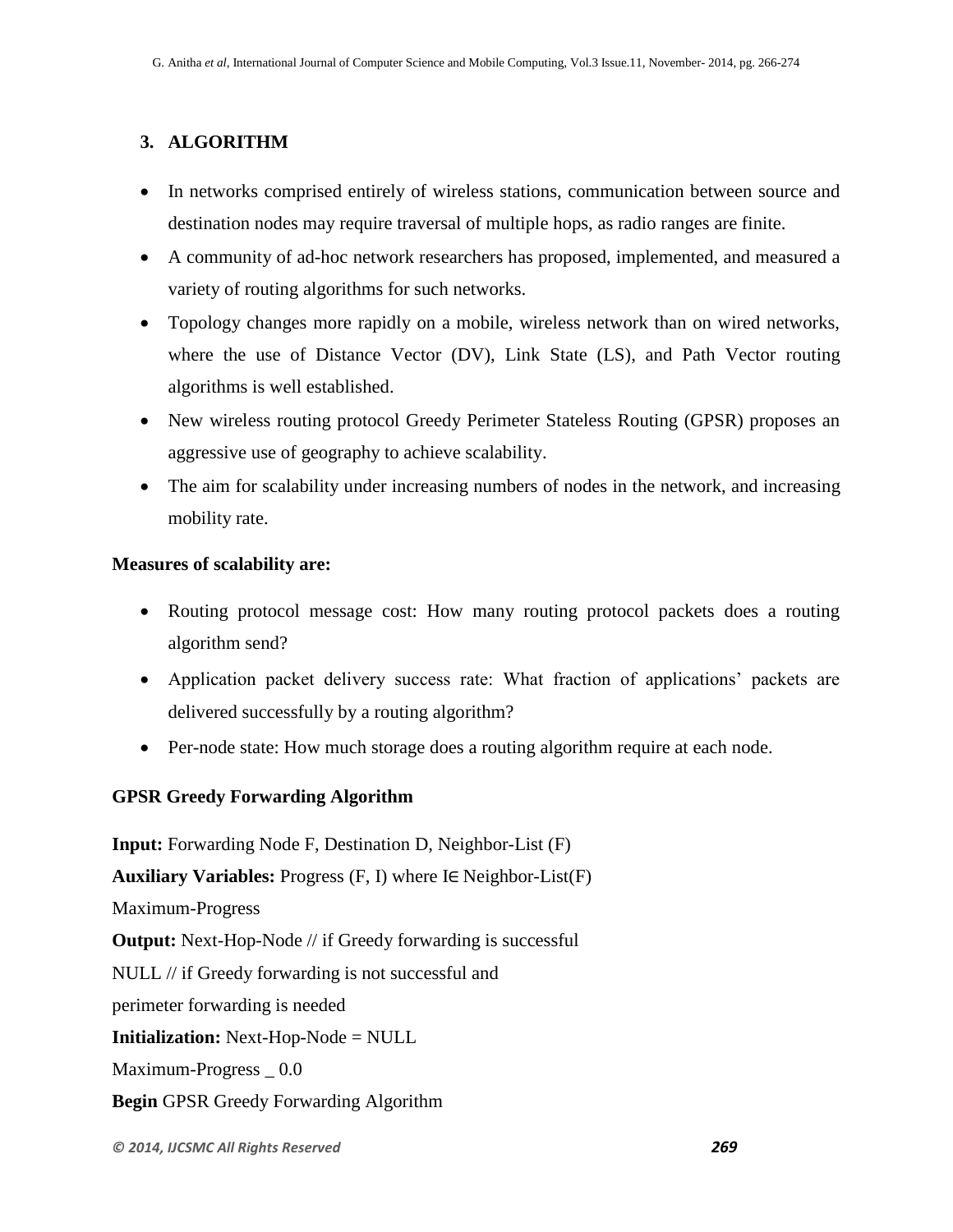## 3. ALGORITHM

- In networks comprised entirely of wireless stations, communication between source and destination nodes may require traversal of multiple hops, as radio ranges are finite.
- A community of ad-hoc network researchers has proposed, implemented, and measured a variety of routing algorithms for such networks.
- Topology changes more rapidly on a mobile, wireless network than on wired networks, where the use of Distance Vector (DV), Link State (LS), and Path Vector routing algorithms is well established.
- New wireless routing protocol Greedy Perimeter Stateless Routing (GPSR) proposes an aggressive use of geography to achieve scalability.
- The aim for scalability under increasing numbers of nodes in the network, and increasing mobility rate.

**Measures of scalability are:**

- Routing protocol message cost: How many routing protocol packets does a routing algorithm send?
- Application packet delivery success rate: What fraction of applications' packets are delivered successfully by a routing algorithm?
- Per-node state: How much storage does a routing algorithm require at each node.

**GPSR Greedy Forwarding Algorithm**

**Input:** Forwarding Node F, Destination D, Neighbor-List (F)

**Auxiliary Variables:** Progress (F, I) where I∈ Neighbor-List(F)

Maximum-Progress

**Output:** Next-Hop-Node // if Greedy forwarding is successful

NULL // if Greedy forwarding is not successful and

perimeter forwarding is needed

**Initialization:** Next-Hop-Node = NULL

Maximum-Progress _ 0.0

**Begin** GPSR Greedy Forwarding Algorithm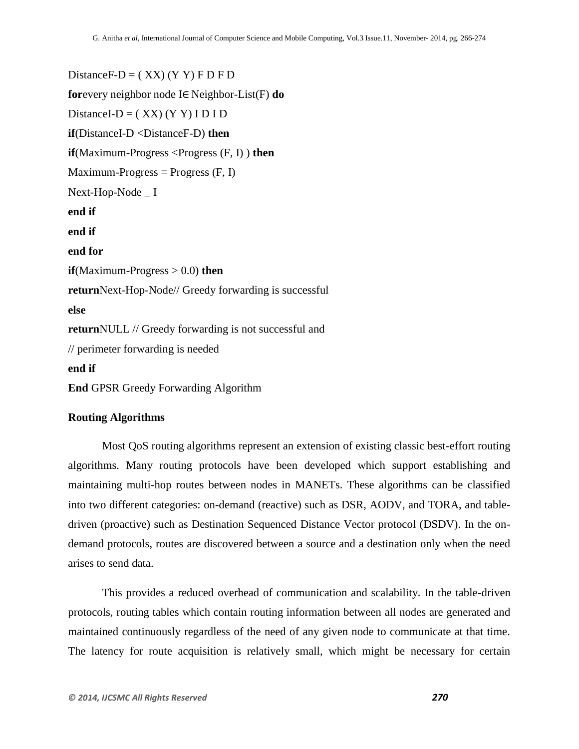DistanceF-D = ( XX) (Y Y) F D F D

**for**every neighbor node I∈ Neighbor-List(F) **do**

DistanceI-D = ( XX) (Y Y) I D I D

**if**(DistanceI-D <DistanceF-D) **then**

**if**(Maximum-Progress <Progress (F, I) ) **then**

Maximum-Progress = Progress (F, I)

Next-Hop-Node _ I

**end if**

**end if**

**end for**

**if**(Maximum-Progress > 0.0) **then**

**return**Next-Hop-Node// Greedy forwarding is successful

**else**

**return**NULL // Greedy forwarding is not successful and

// perimeter forwarding is needed

**end if**

**End** GPSR Greedy Forwarding Algorithm

**Routing Algorithms**

Most QoS routing algorithms represent an extension of existing classic best-effort routing algorithms. Many routing protocols have been developed which support establishing and maintaining multi-hop routes between nodes in MANETs. These algorithms can be classified into two different categories: on-demand (reactive) such as DSR, AODV, and TORA, and table-driven (proactive) such as Destination Sequenced Distance Vector protocol (DSDV). In the on-demand protocols, routes are discovered between a source and a destination only when the need arises to send data.

This provides a reduced overhead of communication and scalability. In the table-driven protocols, routing tables which contain routing information between all nodes are generated and maintained continuously regardless of the need of any given node to communicate at that time. The latency for route acquisition is relatively small, which might be necessary for certain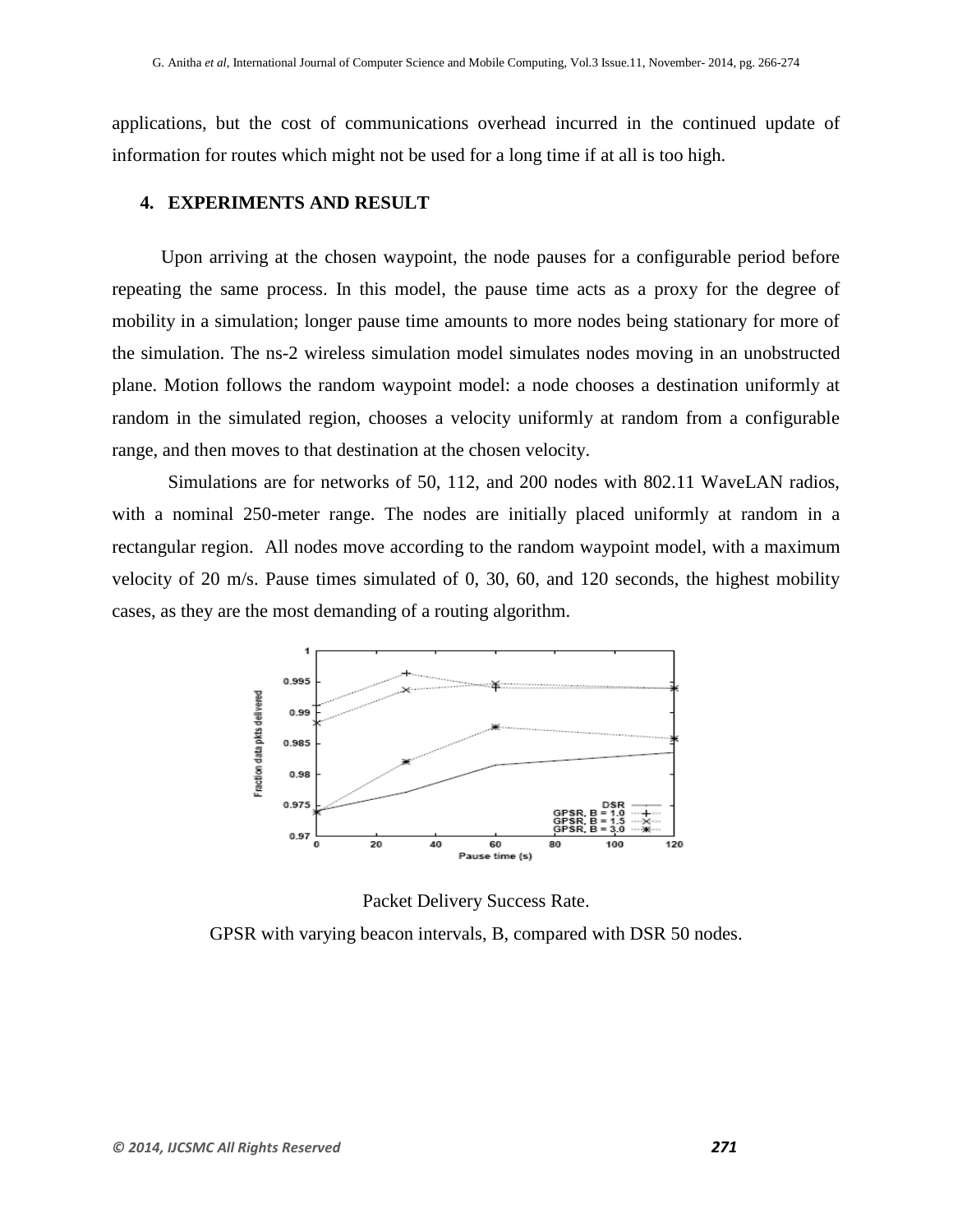applications, but the cost of communications overhead incurred in the continued update of information for routes which might not be used for a long time if at all is too high.

## 4. EXPERIMENTS AND RESULT

Upon arriving at the chosen waypoint, the node pauses for a configurable period before repeating the same process. In this model, the pause time acts as a proxy for the degree of mobility in a simulation; longer pause time amounts to more nodes being stationary for more of the simulation. The ns-2 wireless simulation model simulates nodes moving in an unobstructed plane. Motion follows the random waypoint model: a node chooses a destination uniformly at random in the simulated region, chooses a velocity uniformly at random from a configurable range, and then moves to that destination at the chosen velocity.

Simulations are for networks of 50, 112, and 200 nodes with 802.11 WaveLAN radios, with a nominal 250-meter range. The nodes are initially placed uniformly at random in a rectangular region. All nodes move according to the random waypoint model, with a maximum velocity of 20 m/s. Pause times simulated of 0, 30, 60, and 120 seconds, the highest mobility cases, as they are the most demanding of a routing algorithm.

Packet Delivery Success Rate.

GPSR with varying beacon intervals, B, compared with DSR 50 nodes.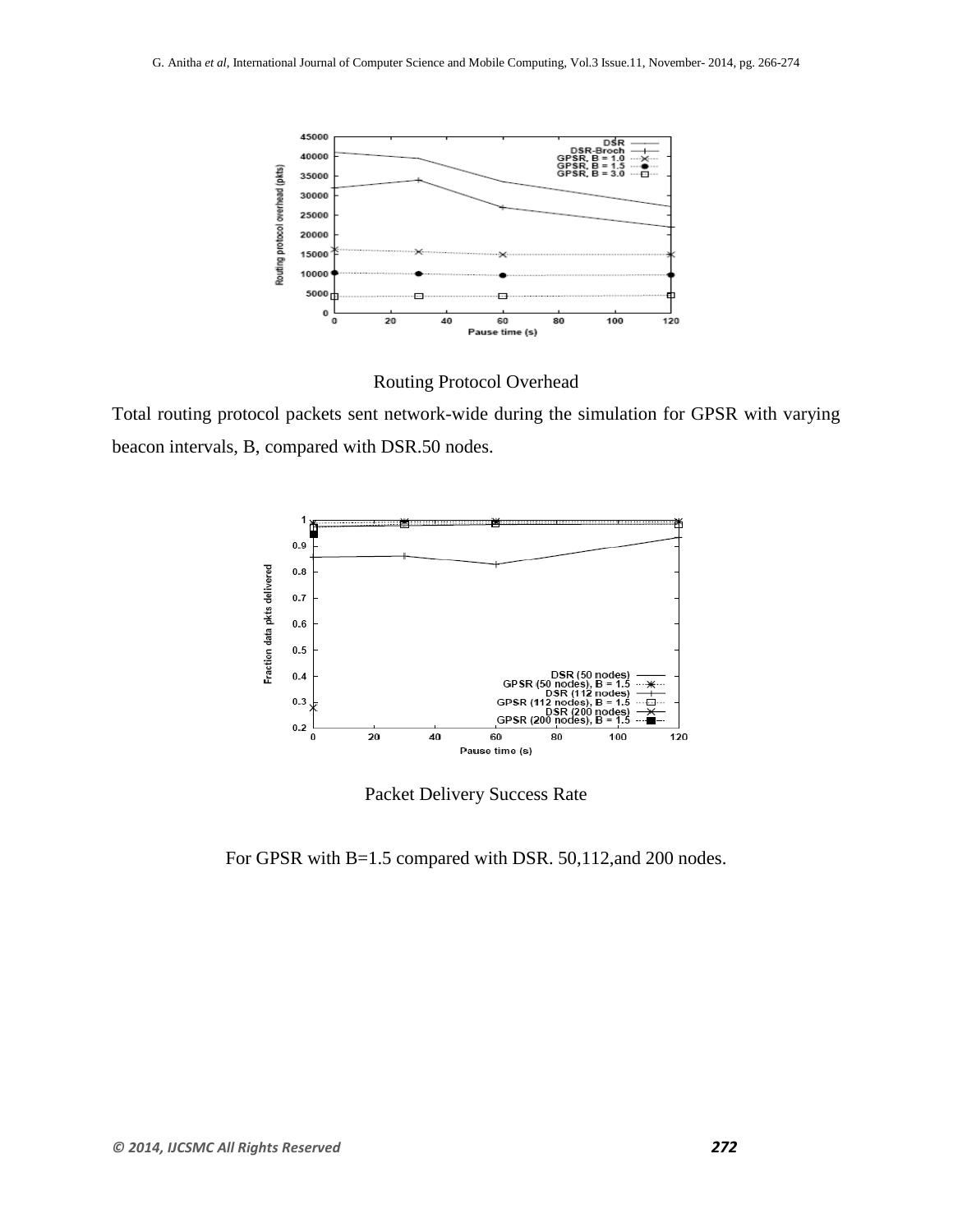Routing Protocol Overhead

Total routing protocol packets sent network-wide during the simulation for GPSR with varying beacon intervals, B, compared with DSR.50 nodes.

Packet Delivery Success Rate

For GPSR with B=1.5 compared with DSR. 50,112,and 200 nodes.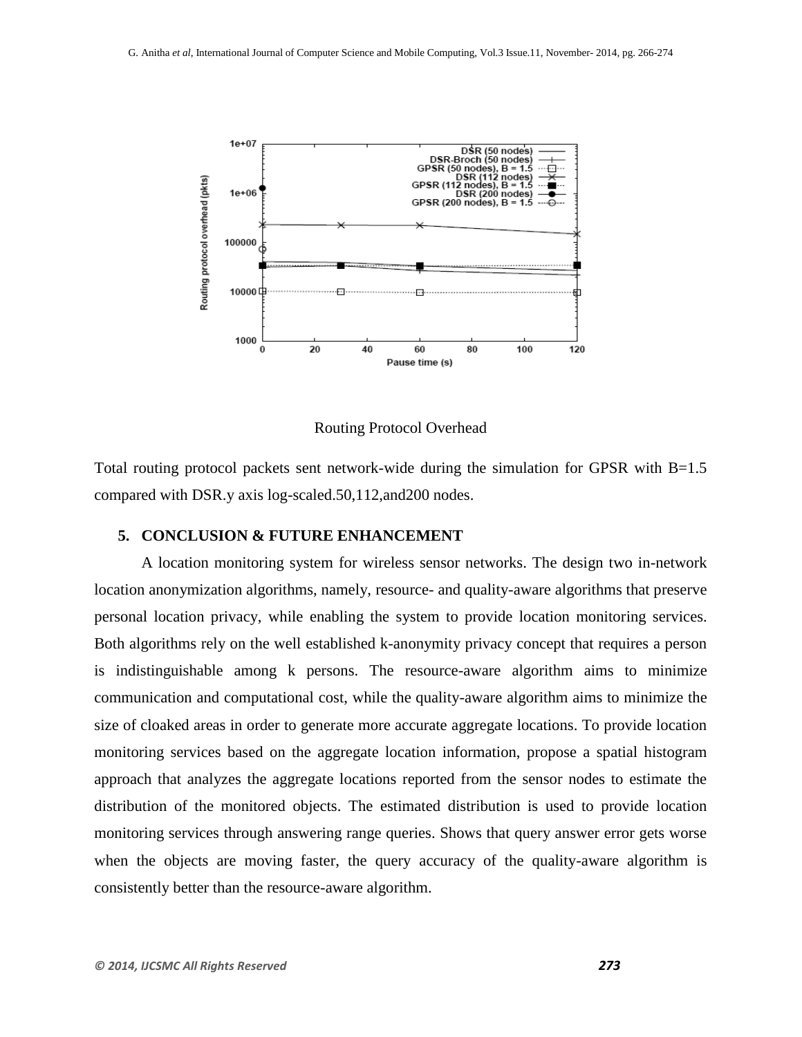Routing Protocol Overhead

Total routing protocol packets sent network-wide during the simulation for GPSR with B=1.5 compared with DSR.y axis log-scaled.50,112,and200 nodes.

## 5. CONCLUSION & FUTURE ENHANCEMENT

A location monitoring system for wireless sensor networks. The design two in-network location anonymization algorithms, namely, resource- and quality-aware algorithms that preserve personal location privacy, while enabling the system to provide location monitoring services. Both algorithms rely on the well established k-anonymity privacy concept that requires a person is indistinguishable among k persons. The resource-aware algorithm aims to minimize communication and computational cost, while the quality-aware algorithm aims to minimize the size of cloaked areas in order to generate more accurate aggregate locations. To provide location monitoring services based on the aggregate location information, propose a spatial histogram approach that analyzes the aggregate locations reported from the sensor nodes to estimate the distribution of the monitored objects. The estimated distribution is used to provide location monitoring services through answering range queries. Shows that query answer error gets worse when the objects are moving faster, the query accuracy of the quality-aware algorithm is consistently better than the resource-aware algorithm.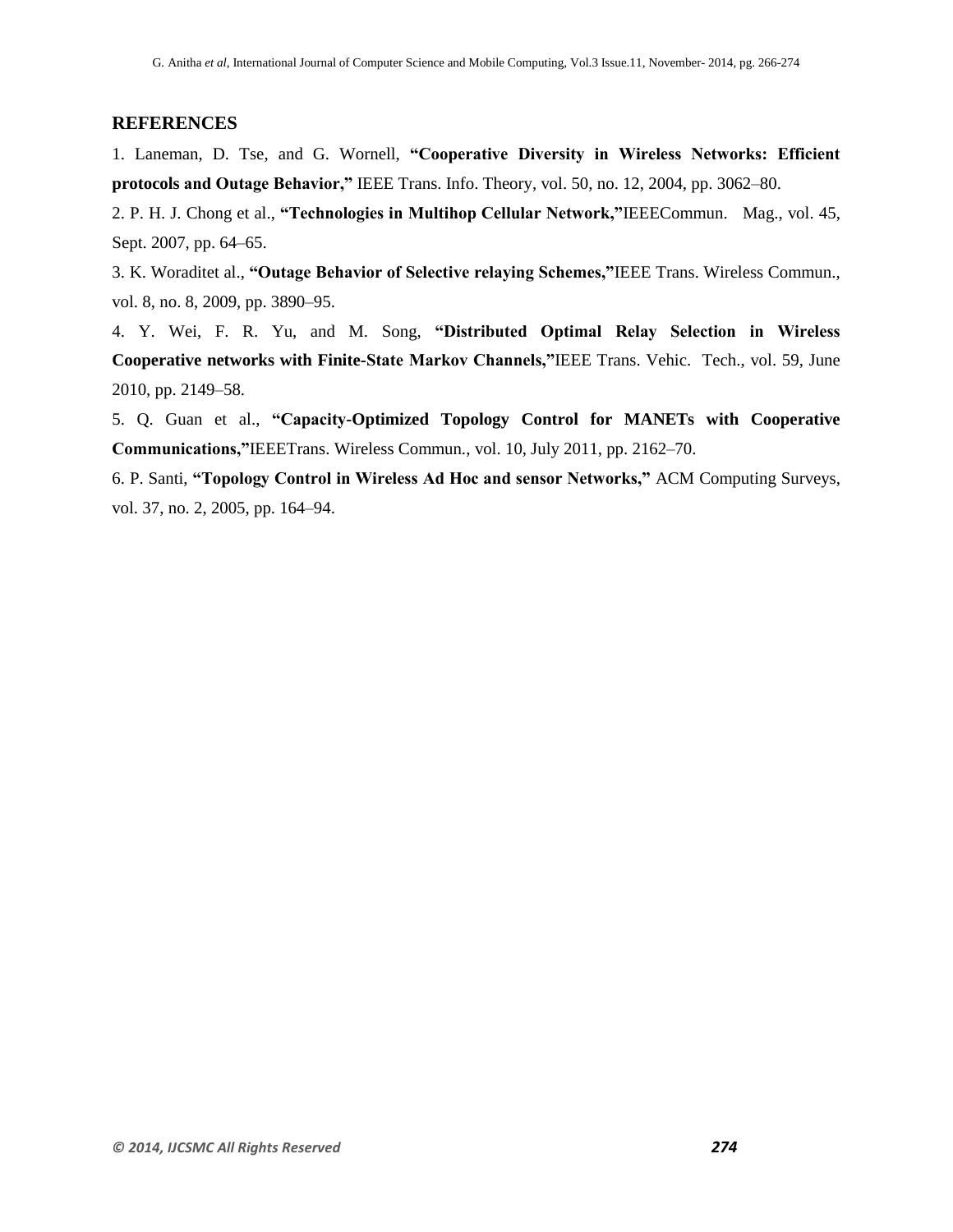## REFERENCES

1. Laneman, D. Tse, and G. Wornell, **"Cooperative Diversity in Wireless Networks: Efficient protocols and Outage Behavior,"** IEEE Trans. Info. Theory, vol. 50, no. 12, 2004, pp. 3062–80.
2. P. H. J. Chong et al., **"Technologies in Multihop Cellular Network,"**IEEECommun. Mag., vol. 45, Sept. 2007, pp. 64–65.
3. K. Woraditet al., **"Outage Behavior of Selective relaying Schemes,"**IEEE Trans. Wireless Commun., vol. 8, no. 8, 2009, pp. 3890–95.
4. Y. Wei, F. R. Yu, and M. Song, **"Distributed Optimal Relay Selection in Wireless Cooperative networks with Finite-State Markov Channels,"**IEEE Trans. Vehic. Tech., vol. 59, June 2010, pp. 2149–58.
5. Q. Guan et al., **"Capacity-Optimized Topology Control for MANETs with Cooperative Communications,"**IEEETrans. Wireless Commun., vol. 10, July 2011, pp. 2162–70.
6. P. Santi, **"Topology Control in Wireless Ad Hoc and sensor Networks,"** ACM Computing Surveys, vol. 37, no. 2, 2005, pp. 164–94.